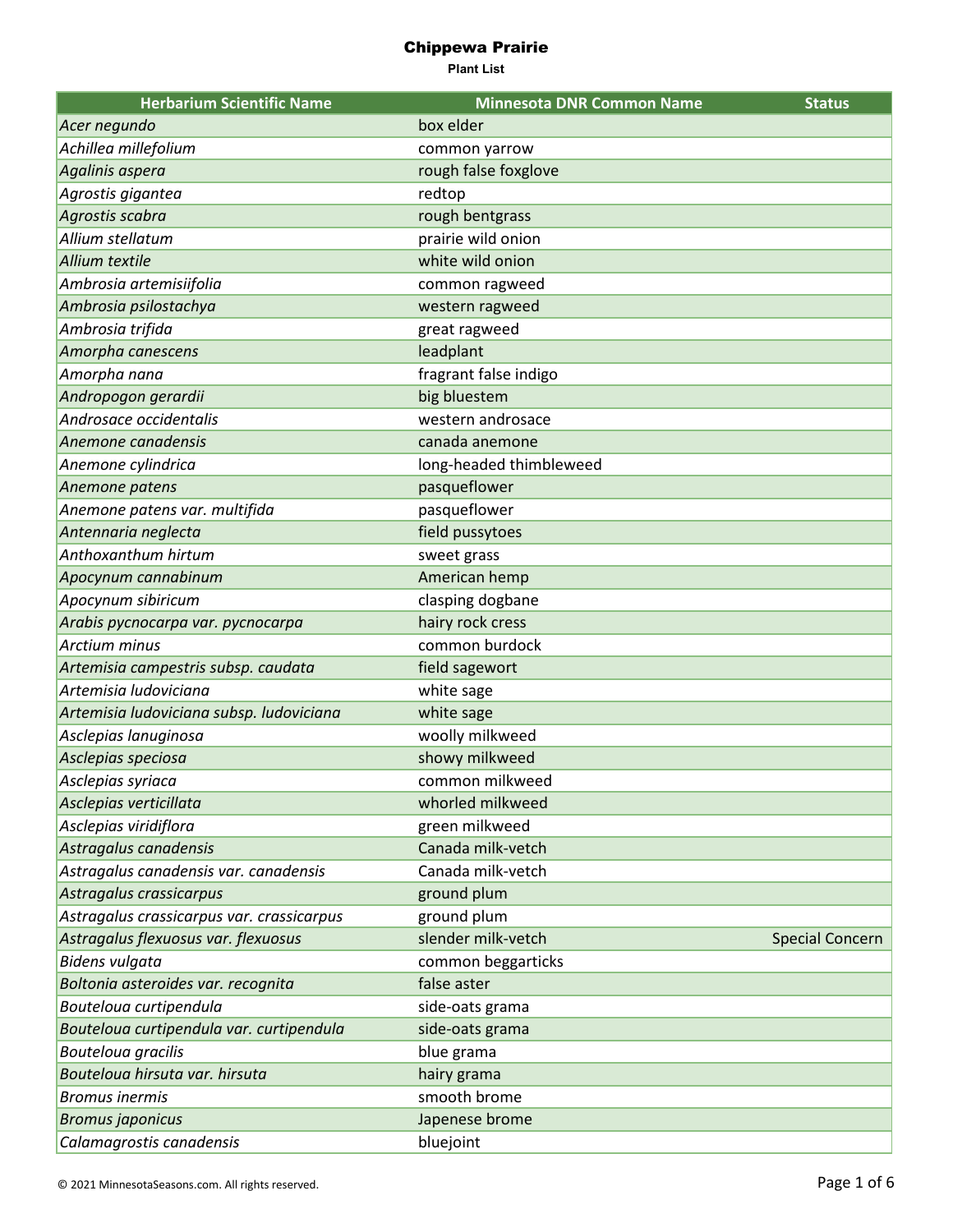# Chippewa Prairie

**Plant List**

| Herbarium Scientific Name | Minnesota DNR Common Name | Status |
|---|---|---|
| *Acer negundo* | box elder | |
| *Achillea millefolium* | common yarrow | |
| *Agalinis aspera* | rough false foxglove | |
| *Agrostis gigantea* | redtop | |
| *Agrostis scabra* | rough bentgrass | |
| *Allium stellatum* | prairie wild onion | |
| *Allium textile* | white wild onion | |
| *Ambrosia artemisiifolia* | common ragweed | |
| *Ambrosia psilostachya* | western ragweed | |
| *Ambrosia trifida* | great ragweed | |
| *Amorpha canescens* | leadplant | |
| *Amorpha nana* | fragrant false indigo | |
| *Andropogon gerardii* | big bluestem | |
| *Androsace occidentalis* | western androsace | |
| *Anemone canadensis* | canada anemone | |
| *Anemone cylindrica* | long-headed thimbleweed | |
| *Anemone patens* | pasqueflower | |
| *Anemone patens var. multifida* | pasqueflower | |
| *Antennaria neglecta* | field pussytoes | |
| *Anthoxanthum hirtum* | sweet grass | |
| *Apocynum cannabinum* | American hemp | |
| *Apocynum sibiricum* | clasping dogbane | |
| *Arabis pycnocarpa var. pycnocarpa* | hairy rock cress | |
| *Arctium minus* | common burdock | |
| *Artemisia campestris subsp. caudata* | field sagewort | |
| *Artemisia ludoviciana* | white sage | |
| *Artemisia ludoviciana subsp. ludoviciana* | white sage | |
| *Asclepias lanuginosa* | woolly milkweed | |
| *Asclepias speciosa* | showy milkweed | |
| *Asclepias syriaca* | common milkweed | |
| *Asclepias verticillata* | whorled milkweed | |
| *Asclepias viridiflora* | green milkweed | |
| *Astragalus canadensis* | Canada milk-vetch | |
| *Astragalus canadensis var. canadensis* | Canada milk-vetch | |
| *Astragalus crassicarpus* | ground plum | |
| *Astragalus crassicarpus var. crassicarpus* | ground plum | |
| *Astragalus flexuosus var. flexuosus* | slender milk-vetch | Special Concern |
| *Bidens vulgata* | common beggarticks | |
| *Boltonia asteroides var. recognita* | false aster | |
| *Bouteloua curtipendula* | side-oats grama | |
| *Bouteloua curtipendula var. curtipendula* | side-oats grama | |
| *Bouteloua gracilis* | blue grama | |
| *Bouteloua hirsuta var. hirsuta* | hairy grama | |
| *Bromus inermis* | smooth brome | |
| *Bromus japonicus* | Japenese brome | |
| *Calamagrostis canadensis* | bluejoint | |

© 2021 MinnesotaSeasons.com. All rights reserved.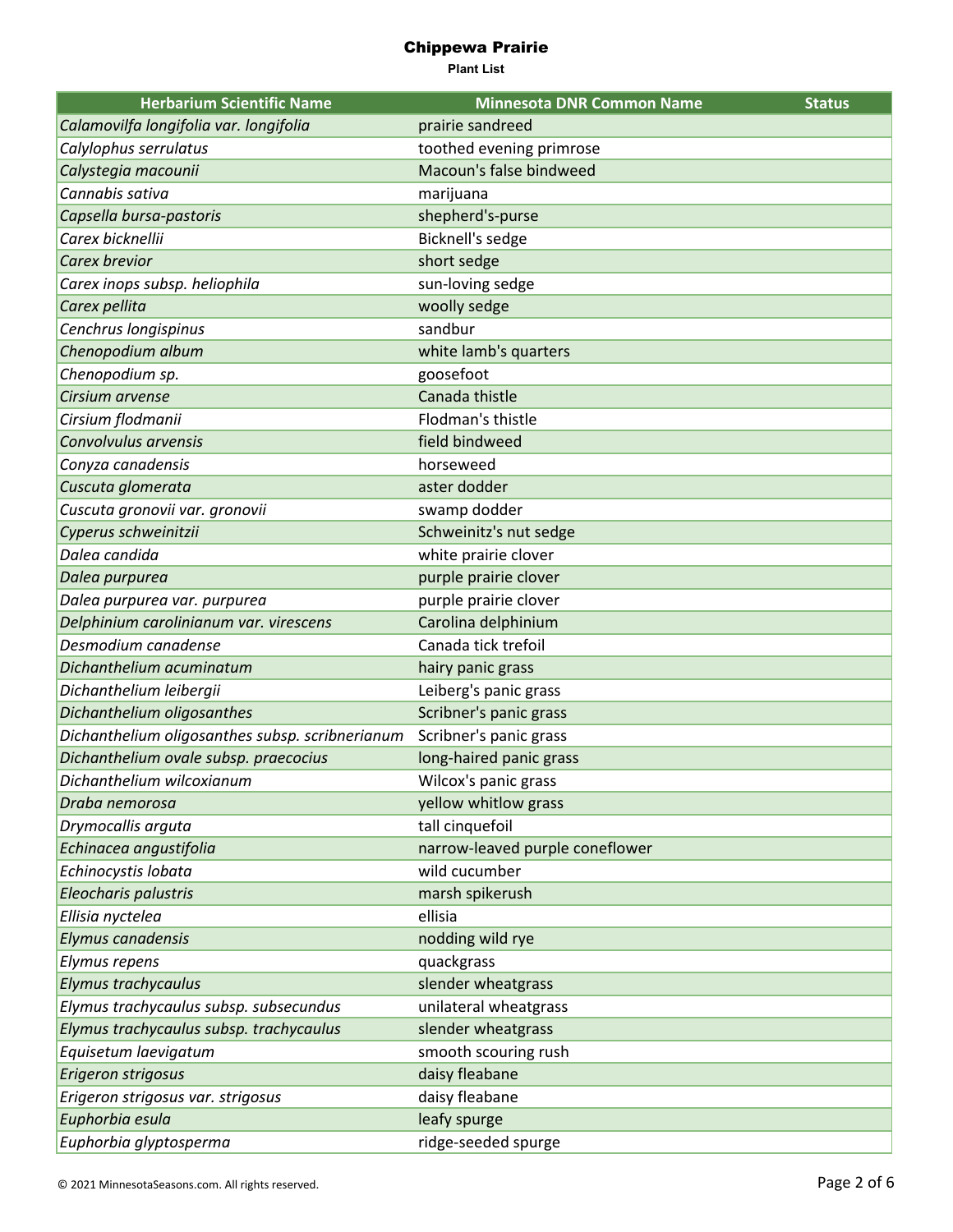# Chippewa Prairie

**Plant List**

| Herbarium Scientific Name | Minnesota DNR Common Name | Status |
|---|---|---|
| *Calamovilfa longifolia var. longifolia* | prairie sandreed | |
| *Calylophus serrulatus* | toothed evening primrose | |
| *Calystegia macounii* | Macoun's false bindweed | |
| *Cannabis sativa* | marijuana | |
| *Capsella bursa-pastoris* | shepherd's-purse | |
| *Carex bicknellii* | Bicknell's sedge | |
| *Carex brevior* | short sedge | |
| *Carex inops subsp. heliophila* | sun-loving sedge | |
| *Carex pellita* | woolly sedge | |
| *Cenchrus longispinus* | sandbur | |
| *Chenopodium album* | white lamb's quarters | |
| *Chenopodium sp.* | goosefoot | |
| *Cirsium arvense* | Canada thistle | |
| *Cirsium flodmanii* | Flodman's thistle | |
| *Convolvulus arvensis* | field bindweed | |
| *Conyza canadensis* | horseweed | |
| *Cuscuta glomerata* | aster dodder | |
| *Cuscuta gronovii var. gronovii* | swamp dodder | |
| *Cyperus schweinitzii* | Schweinitz's nut sedge | |
| *Dalea candida* | white prairie clover | |
| *Dalea purpurea* | purple prairie clover | |
| *Dalea purpurea var. purpurea* | purple prairie clover | |
| *Delphinium carolinianum var. virescens* | Carolina delphinium | |
| *Desmodium canadense* | Canada tick trefoil | |
| *Dichanthelium acuminatum* | hairy panic grass | |
| *Dichanthelium leibergii* | Leiberg's panic grass | |
| *Dichanthelium oligosanthes* | Scribner's panic grass | |
| *Dichanthelium oligosanthes subsp. scribnerianum* | Scribner's panic grass | |
| *Dichanthelium ovale subsp. praecocius* | long-haired panic grass | |
| *Dichanthelium wilcoxianum* | Wilcox's panic grass | |
| *Draba nemorosa* | yellow whitlow grass | |
| *Drymocallis arguta* | tall cinquefoil | |
| *Echinacea angustifolia* | narrow-leaved purple coneflower | |
| *Echinocystis lobata* | wild cucumber | |
| *Eleocharis palustris* | marsh spikerush | |
| *Ellisia nyctelea* | ellisia | |
| *Elymus canadensis* | nodding wild rye | |
| *Elymus repens* | quackgrass | |
| *Elymus trachycaulus* | slender wheatgrass | |
| *Elymus trachycaulus subsp. subsecundus* | unilateral wheatgrass | |
| *Elymus trachycaulus subsp. trachycaulus* | slender wheatgrass | |
| *Equisetum laevigatum* | smooth scouring rush | |
| *Erigeron strigosus* | daisy fleabane | |
| *Erigeron strigosus var. strigosus* | daisy fleabane | |
| *Euphorbia esula* | leafy spurge | |
| *Euphorbia glyptosperma* | ridge-seeded spurge | |

© 2021 MinnesotaSeasons.com. All rights reserved.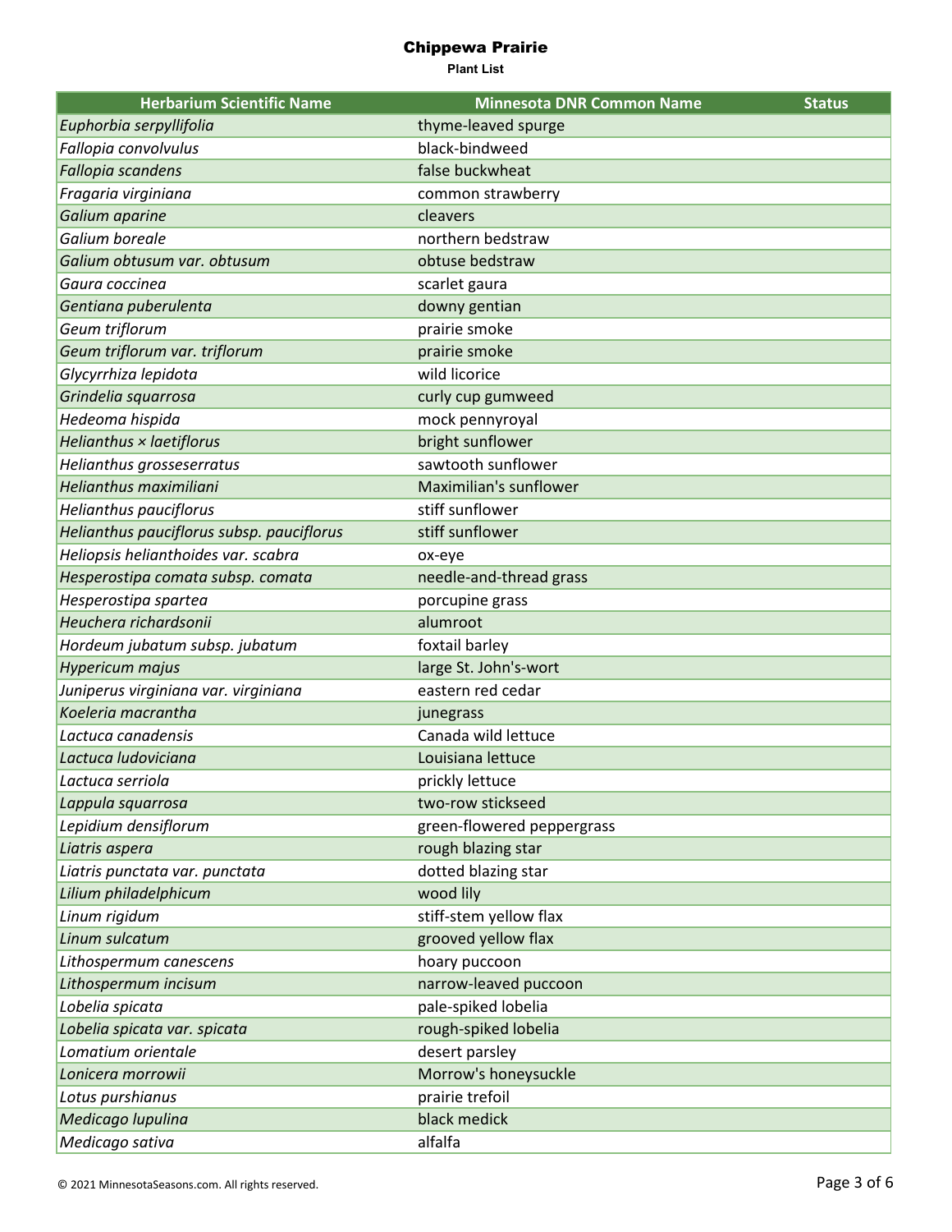# Chippewa Prairie

**Plant List**

| Herbarium Scientific Name | Minnesota DNR Common Name | Status |
|---|---|---|
| *Euphorbia serpyllifolia* | thyme-leaved spurge | |
| *Fallopia convolvulus* | black-bindweed | |
| *Fallopia scandens* | false buckwheat | |
| *Fragaria virginiana* | common strawberry | |
| *Galium aparine* | cleavers | |
| *Galium boreale* | northern bedstraw | |
| *Galium obtusum var. obtusum* | obtuse bedstraw | |
| *Gaura coccinea* | scarlet gaura | |
| *Gentiana puberulenta* | downy gentian | |
| *Geum triflorum* | prairie smoke | |
| *Geum triflorum var. triflorum* | prairie smoke | |
| *Glycyrrhiza lepidota* | wild licorice | |
| *Grindelia squarrosa* | curly cup gumweed | |
| *Hedeoma hispida* | mock pennyroyal | |
| *Helianthus × laetiflorus* | bright sunflower | |
| *Helianthus grosseserratus* | sawtooth sunflower | |
| *Helianthus maximiliani* | Maximilian's sunflower | |
| *Helianthus pauciflorus* | stiff sunflower | |
| *Helianthus pauciflorus subsp. pauciflorus* | stiff sunflower | |
| *Heliopsis helianthoides var. scabra* | ox-eye | |
| *Hesperostipa comata subsp. comata* | needle-and-thread grass | |
| *Hesperostipa spartea* | porcupine grass | |
| *Heuchera richardsonii* | alumroot | |
| *Hordeum jubatum subsp. jubatum* | foxtail barley | |
| *Hypericum majus* | large St. John's-wort | |
| *Juniperus virginiana var. virginiana* | eastern red cedar | |
| *Koeleria macrantha* | junegrass | |
| *Lactuca canadensis* | Canada wild lettuce | |
| *Lactuca ludoviciana* | Louisiana lettuce | |
| *Lactuca serriola* | prickly lettuce | |
| *Lappula squarrosa* | two-row stickseed | |
| *Lepidium densiflorum* | green-flowered peppergrass | |
| *Liatris aspera* | rough blazing star | |
| *Liatris punctata var. punctata* | dotted blazing star | |
| *Lilium philadelphicum* | wood lily | |
| *Linum rigidum* | stiff-stem yellow flax | |
| *Linum sulcatum* | grooved yellow flax | |
| *Lithospermum canescens* | hoary puccoon | |
| *Lithospermum incisum* | narrow-leaved puccoon | |
| *Lobelia spicata* | pale-spiked lobelia | |
| *Lobelia spicata var. spicata* | rough-spiked lobelia | |
| *Lomatium orientale* | desert parsley | |
| *Lonicera morrowii* | Morrow's honeysuckle | |
| *Lotus purshianus* | prairie trefoil | |
| *Medicago lupulina* | black medick | |
| *Medicago sativa* | alfalfa | |

© 2021 MinnesotaSeasons.com. All rights reserved.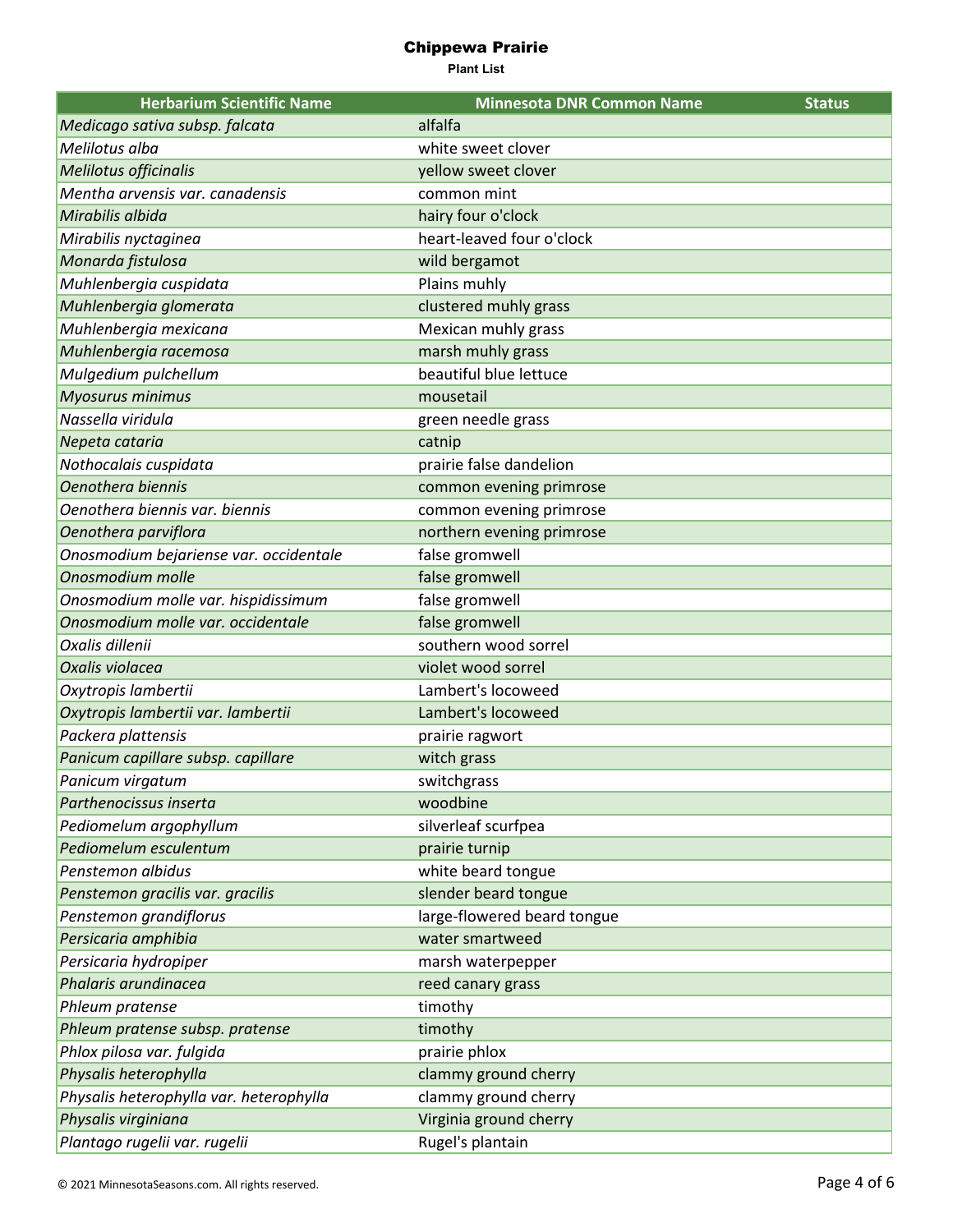# Chippewa Prairie

**Plant List**

| Herbarium Scientific Name | Minnesota DNR Common Name | Status |
|---|---|---|
| *Medicago sativa subsp. falcata* | alfalfa | |
| *Melilotus alba* | white sweet clover | |
| *Melilotus officinalis* | yellow sweet clover | |
| *Mentha arvensis var. canadensis* | common mint | |
| *Mirabilis albida* | hairy four o'clock | |
| *Mirabilis nyctaginea* | heart-leaved four o'clock | |
| *Monarda fistulosa* | wild bergamot | |
| *Muhlenbergia cuspidata* | Plains muhly | |
| *Muhlenbergia glomerata* | clustered muhly grass | |
| *Muhlenbergia mexicana* | Mexican muhly grass | |
| *Muhlenbergia racemosa* | marsh muhly grass | |
| *Mulgedium pulchellum* | beautiful blue lettuce | |
| *Myosurus minimus* | mousetail | |
| *Nassella viridula* | green needle grass | |
| *Nepeta cataria* | catnip | |
| *Nothocalais cuspidata* | prairie false dandelion | |
| *Oenothera biennis* | common evening primrose | |
| *Oenothera biennis var. biennis* | common evening primrose | |
| *Oenothera parviflora* | northern evening primrose | |
| *Onosmodium bejariense var. occidentale* | false gromwell | |
| *Onosmodium molle* | false gromwell | |
| *Onosmodium molle var. hispidissimum* | false gromwell | |
| *Onosmodium molle var. occidentale* | false gromwell | |
| *Oxalis dillenii* | southern wood sorrel | |
| *Oxalis violacea* | violet wood sorrel | |
| *Oxytropis lambertii* | Lambert's locoweed | |
| *Oxytropis lambertii var. lambertii* | Lambert's locoweed | |
| *Packera plattensis* | prairie ragwort | |
| *Panicum capillare subsp. capillare* | witch grass | |
| *Panicum virgatum* | switchgrass | |
| *Parthenocissus inserta* | woodbine | |
| *Pediomelum argophyllum* | silverleaf scurfpea | |
| *Pediomelum esculentum* | prairie turnip | |
| *Penstemon albidus* | white beard tongue | |
| *Penstemon gracilis var. gracilis* | slender beard tongue | |
| *Penstemon grandiflorus* | large-flowered beard tongue | |
| *Persicaria amphibia* | water smartweed | |
| *Persicaria hydropiper* | marsh waterpepper | |
| *Phalaris arundinacea* | reed canary grass | |
| *Phleum pratense* | timothy | |
| *Phleum pratense subsp. pratense* | timothy | |
| *Phlox pilosa var. fulgida* | prairie phlox | |
| *Physalis heterophylla* | clammy ground cherry | |
| *Physalis heterophylla var. heterophylla* | clammy ground cherry | |
| *Physalis virginiana* | Virginia ground cherry | |
| *Plantago rugelii var. rugelii* | Rugel's plantain | |

© 2021 MinnesotaSeasons.com. All rights reserved.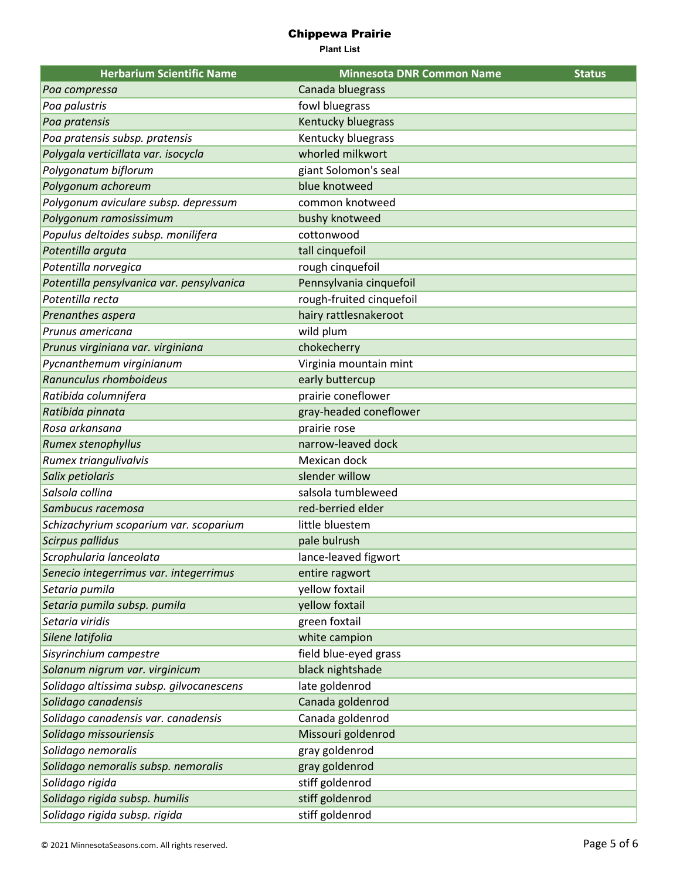# Chippewa Prairie

**Plant List**

| Herbarium Scientific Name | Minnesota DNR Common Name | Status |
|---|---|---|
| *Poa compressa* | Canada bluegrass | |
| *Poa palustris* | fowl bluegrass | |
| *Poa pratensis* | Kentucky bluegrass | |
| *Poa pratensis subsp. pratensis* | Kentucky bluegrass | |
| *Polygala verticillata var. isocycla* | whorled milkwort | |
| *Polygonatum biflorum* | giant Solomon's seal | |
| *Polygonum achoreum* | blue knotweed | |
| *Polygonum aviculare subsp. depressum* | common knotweed | |
| *Polygonum ramosissimum* | bushy knotweed | |
| *Populus deltoides subsp. monilifera* | cottonwood | |
| *Potentilla arguta* | tall cinquefoil | |
| *Potentilla norvegica* | rough cinquefoil | |
| *Potentilla pensylvanica var. pensylvanica* | Pennsylvania cinquefoil | |
| *Potentilla recta* | rough-fruited cinquefoil | |
| *Prenanthes aspera* | hairy rattlesnakeroot | |
| *Prunus americana* | wild plum | |
| *Prunus virginiana var. virginiana* | chokecherry | |
| *Pycnanthemum virginianum* | Virginia mountain mint | |
| *Ranunculus rhomboideus* | early buttercup | |
| *Ratibida columnifera* | prairie coneflower | |
| *Ratibida pinnata* | gray-headed coneflower | |
| *Rosa arkansana* | prairie rose | |
| *Rumex stenophyllus* | narrow-leaved dock | |
| *Rumex triangulivalvis* | Mexican dock | |
| *Salix petiolaris* | slender willow | |
| *Salsola collina* | salsola tumbleweed | |
| *Sambucus racemosa* | red-berried elder | |
| *Schizachyrium scoparium var. scoparium* | little bluestem | |
| *Scirpus pallidus* | pale bulrush | |
| *Scrophularia lanceolata* | lance-leaved figwort | |
| *Senecio integerrimus var. integerrimus* | entire ragwort | |
| *Setaria pumila* | yellow foxtail | |
| *Setaria pumila subsp. pumila* | yellow foxtail | |
| *Setaria viridis* | green foxtail | |
| *Silene latifolia* | white campion | |
| *Sisyrinchium campestre* | field blue-eyed grass | |
| *Solanum nigrum var. virginicum* | black nightshade | |
| *Solidago altissima subsp. gilvocanescens* | late goldenrod | |
| *Solidago canadensis* | Canada goldenrod | |
| *Solidago canadensis var. canadensis* | Canada goldenrod | |
| *Solidago missouriensis* | Missouri goldenrod | |
| *Solidago nemoralis* | gray goldenrod | |
| *Solidago nemoralis subsp. nemoralis* | gray goldenrod | |
| *Solidago rigida* | stiff goldenrod | |
| *Solidago rigida subsp. humilis* | stiff goldenrod | |
| *Solidago rigida subsp. rigida* | stiff goldenrod | |

© 2021 MinnesotaSeasons.com. All rights reserved.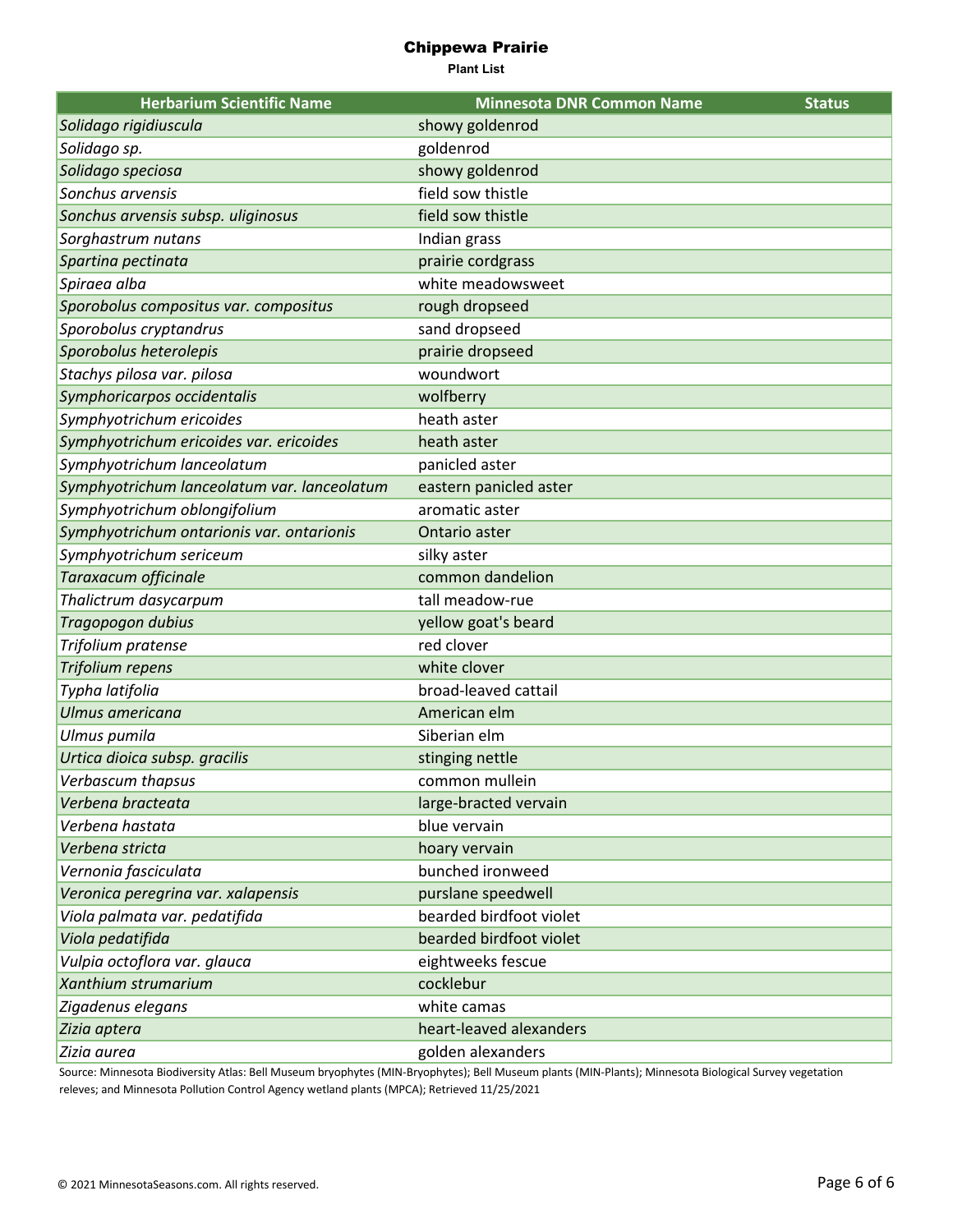# Chippewa Prairie

**Plant List**

| Herbarium Scientific Name | Minnesota DNR Common Name | Status |
|---|---|---|
| *Solidago rigidiuscula* | showy goldenrod | |
| *Solidago sp.* | goldenrod | |
| *Solidago speciosa* | showy goldenrod | |
| *Sonchus arvensis* | field sow thistle | |
| *Sonchus arvensis subsp. uliginosus* | field sow thistle | |
| *Sorghastrum nutans* | Indian grass | |
| *Spartina pectinata* | prairie cordgrass | |
| *Spiraea alba* | white meadowsweet | |
| *Sporobolus compositus var. compositus* | rough dropseed | |
| *Sporobolus cryptandrus* | sand dropseed | |
| *Sporobolus heterolepis* | prairie dropseed | |
| *Stachys pilosa var. pilosa* | woundwort | |
| *Symphoricarpos occidentalis* | wolfberry | |
| *Symphyotrichum ericoides* | heath aster | |
| *Symphyotrichum ericoides var. ericoides* | heath aster | |
| *Symphyotrichum lanceolatum* | panicled aster | |
| *Symphyotrichum lanceolatum var. lanceolatum* | eastern panicled aster | |
| *Symphyotrichum oblongifolium* | aromatic aster | |
| *Symphyotrichum ontarionis var. ontarionis* | Ontario aster | |
| *Symphyotrichum sericeum* | silky aster | |
| *Taraxacum officinale* | common dandelion | |
| *Thalictrum dasycarpum* | tall meadow-rue | |
| *Tragopogon dubius* | yellow goat's beard | |
| *Trifolium pratense* | red clover | |
| *Trifolium repens* | white clover | |
| *Typha latifolia* | broad-leaved cattail | |
| *Ulmus americana* | American elm | |
| *Ulmus pumila* | Siberian elm | |
| *Urtica dioica subsp. gracilis* | stinging nettle | |
| *Verbascum thapsus* | common mullein | |
| *Verbena bracteata* | large-bracted vervain | |
| *Verbena hastata* | blue vervain | |
| *Verbena stricta* | hoary vervain | |
| *Vernonia fasciculata* | bunched ironweed | |
| *Veronica peregrina var. xalapensis* | purslane speedwell | |
| *Viola palmata var. pedatifida* | bearded birdfoot violet | |
| *Viola pedatifida* | bearded birdfoot violet | |
| *Vulpia octoflora var. glauca* | eightweeks fescue | |
| *Xanthium strumarium* | cocklebur | |
| *Zigadenus elegans* | white camas | |
| *Zizia aptera* | heart-leaved alexanders | |
| *Zizia aurea* | golden alexanders | |

Source: Minnesota Biodiversity Atlas: Bell Museum bryophytes (MIN-Bryophytes); Bell Museum plants (MIN-Plants); Minnesota Biological Survey vegetation releves; and Minnesota Pollution Control Agency wetland plants (MPCA); Retrieved 11/25/2021

© 2021 MinnesotaSeasons.com. All rights reserved.